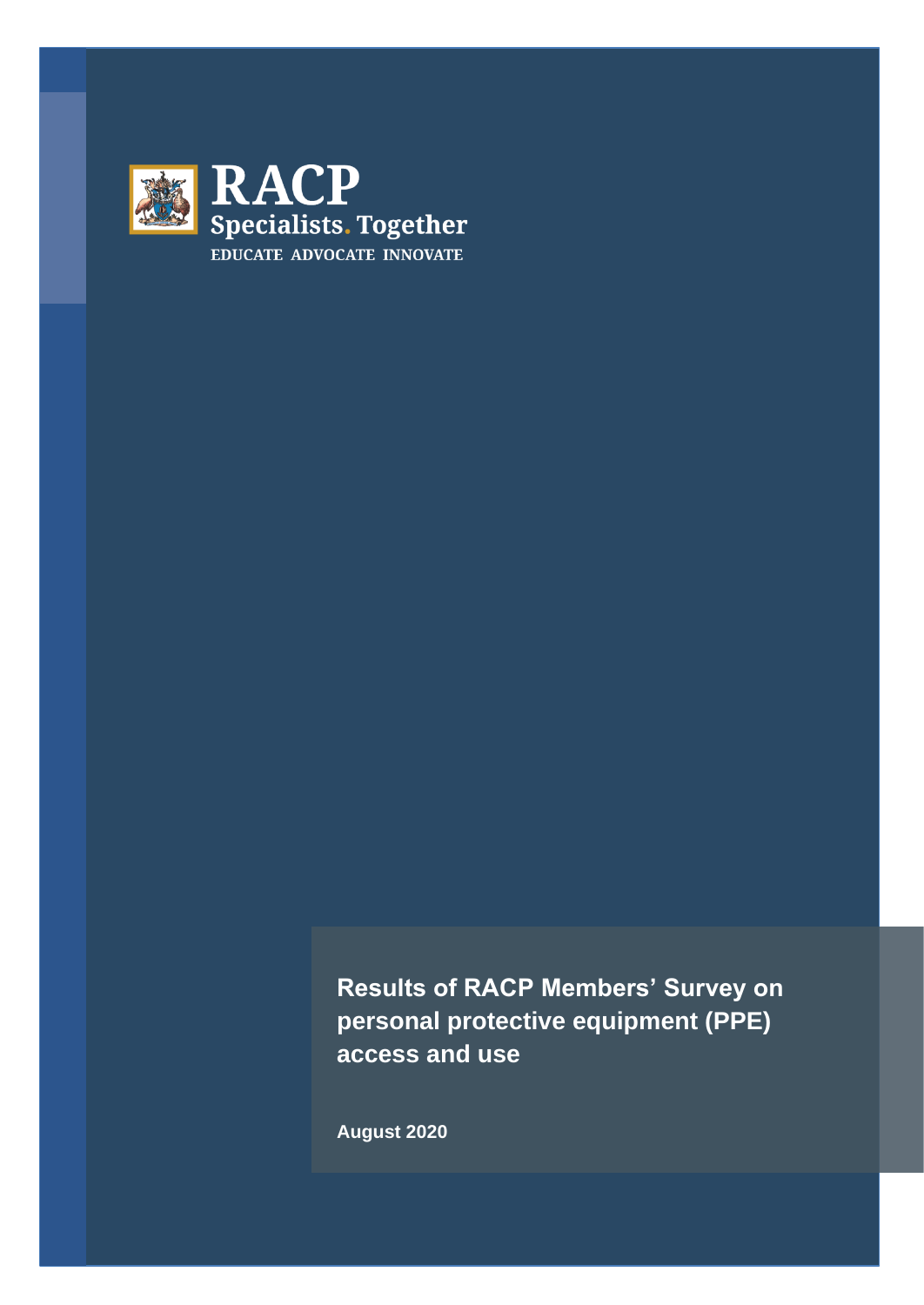RACP

Specialists. Together

EDUCATE ADVOCATE INNOVATE

# Results of RACP Members' Survey on personal protective equipment (PPE) access and use

August 2020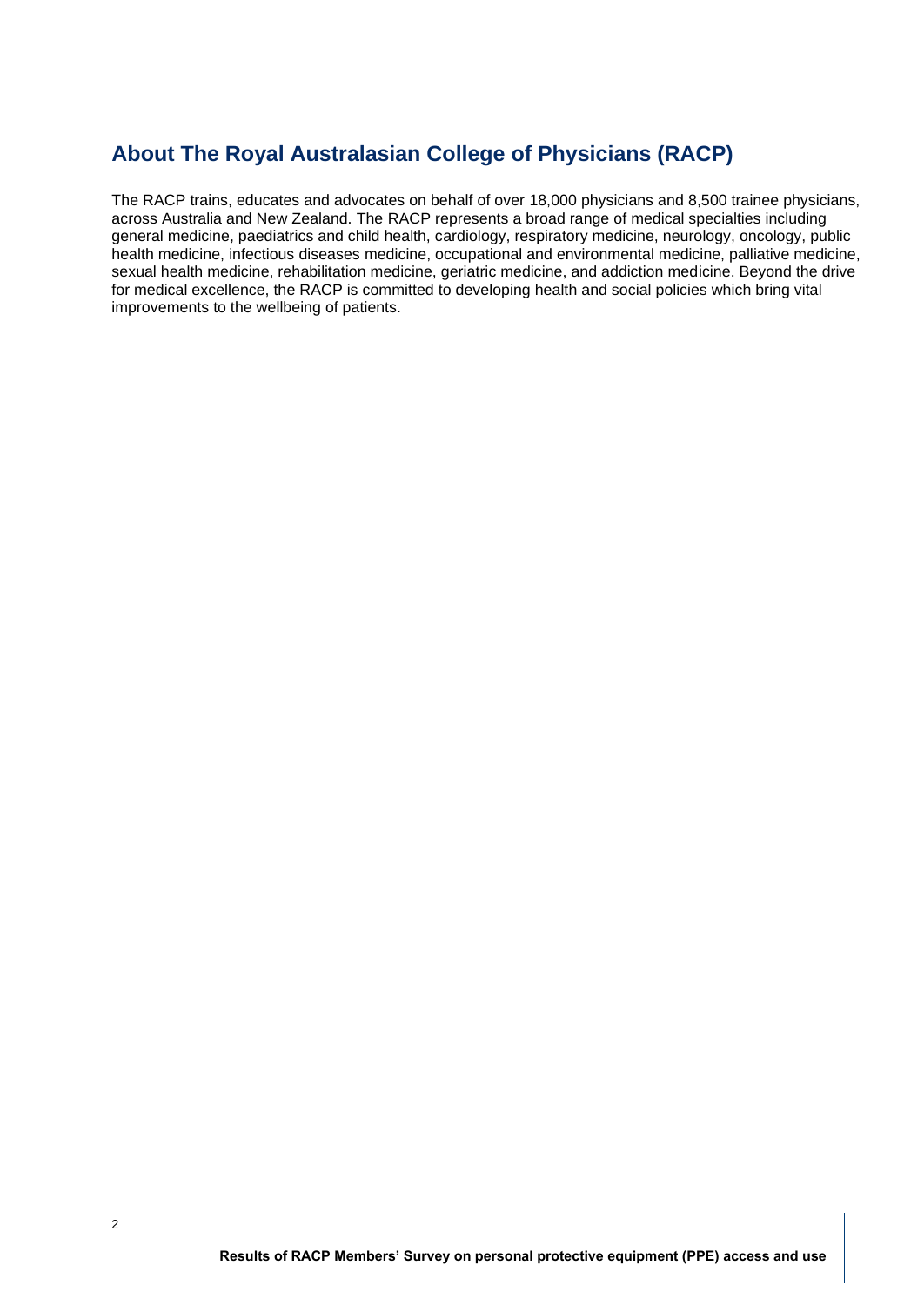## About The Royal Australasian College of Physicians (RACP)

The RACP trains, educates and advocates on behalf of over 18,000 physicians and 8,500 trainee physicians, across Australia and New Zealand. The RACP represents a broad range of medical specialties including general medicine, paediatrics and child health, cardiology, respiratory medicine, neurology, oncology, public health medicine, infectious diseases medicine, occupational and environmental medicine, palliative medicine, sexual health medicine, rehabilitation medicine, geriatric medicine, and addiction medicine. Beyond the drive for medical excellence, the RACP is committed to developing health and social policies which bring vital improvements to the wellbeing of patients.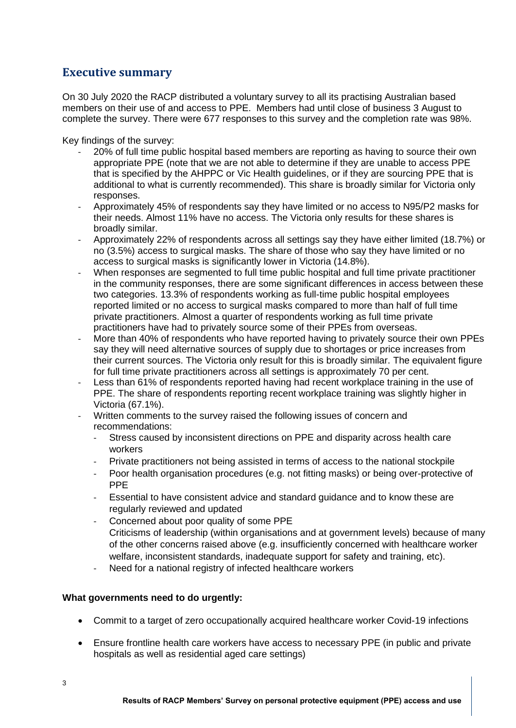## Executive summary

On 30 July 2020 the RACP distributed a voluntary survey to all its practising Australian based members on their use of and access to PPE. Members had until close of business 3 August to complete the survey. There were 677 responses to this survey and the completion rate was 98%.

Key findings of the survey:

- 20% of full time public hospital based members are reporting as having to source their own appropriate PPE (note that we are not able to determine if they are unable to access PPE that is specified by the AHPPC or Vic Health guidelines, or if they are sourcing PPE that is additional to what is currently recommended). This share is broadly similar for Victoria only responses.
- Approximately 45% of respondents say they have limited or no access to N95/P2 masks for their needs. Almost 11% have no access. The Victoria only results for these shares is broadly similar.
- Approximately 22% of respondents across all settings say they have either limited (18.7%) or no (3.5%) access to surgical masks. The share of those who say they have limited or no access to surgical masks is significantly lower in Victoria (14.8%).
- When responses are segmented to full time public hospital and full time private practitioner in the community responses, there are some significant differences in access between these two categories. 13.3% of respondents working as full-time public hospital employees reported limited or no access to surgical masks compared to more than half of full time private practitioners. Almost a quarter of respondents working as full time private practitioners have had to privately source some of their PPEs from overseas.
- More than 40% of respondents who have reported having to privately source their own PPEs say they will need alternative sources of supply due to shortages or price increases from their current sources. The Victoria only result for this is broadly similar. The equivalent figure for full time private practitioners across all settings is approximately 70 per cent.
- Less than 61% of respondents reported having had recent workplace training in the use of PPE. The share of respondents reporting recent workplace training was slightly higher in Victoria (67.1%).
- Written comments to the survey raised the following issues of concern and recommendations:
  - Stress caused by inconsistent directions on PPE and disparity across health care workers
  - Private practitioners not being assisted in terms of access to the national stockpile
  - Poor health organisation procedures (e.g. not fitting masks) or being over-protective of PPE
  - Essential to have consistent advice and standard guidance and to know these are regularly reviewed and updated
  - Concerned about poor quality of some PPE
    Criticisms of leadership (within organisations and at government levels) because of many of the other concerns raised above (e.g. insufficiently concerned with healthcare worker welfare, inconsistent standards, inadequate support for safety and training, etc).
  - Need for a national registry of infected healthcare workers

**What governments need to do urgently:**

- Commit to a target of zero occupationally acquired healthcare worker Covid-19 infections
- Ensure frontline health care workers have access to necessary PPE (in public and private hospitals as well as residential aged care settings)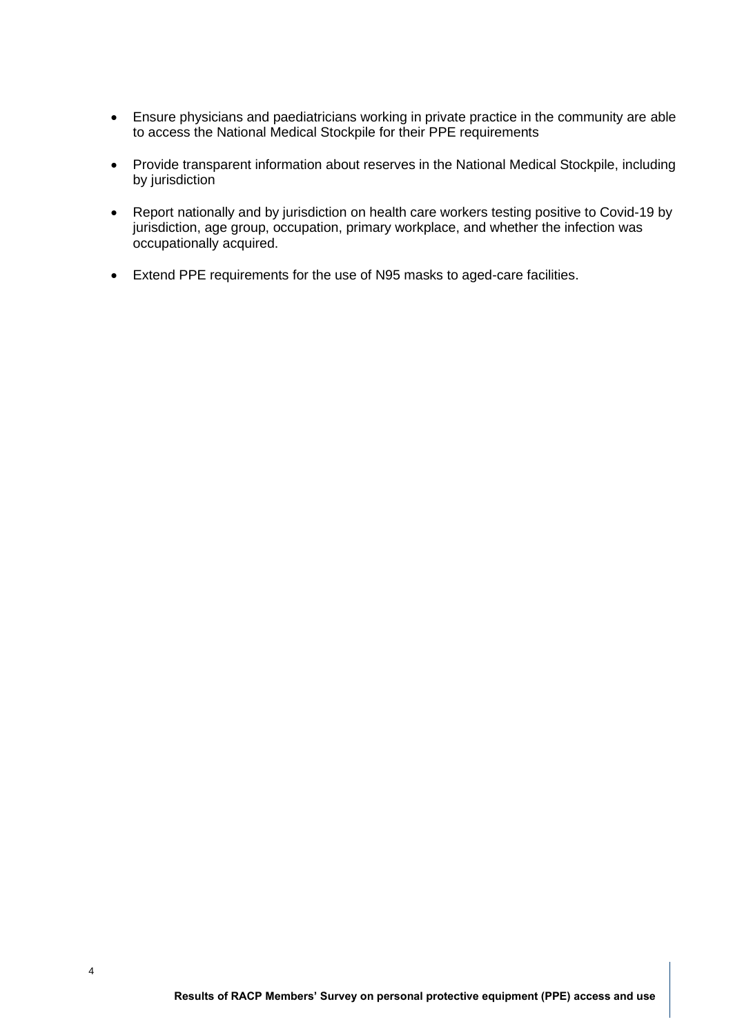- Ensure physicians and paediatricians working in private practice in the community are able to access the National Medical Stockpile for their PPE requirements
- Provide transparent information about reserves in the National Medical Stockpile, including by jurisdiction
- Report nationally and by jurisdiction on health care workers testing positive to Covid-19 by jurisdiction, age group, occupation, primary workplace, and whether the infection was occupationally acquired.
- Extend PPE requirements for the use of N95 masks to aged-care facilities.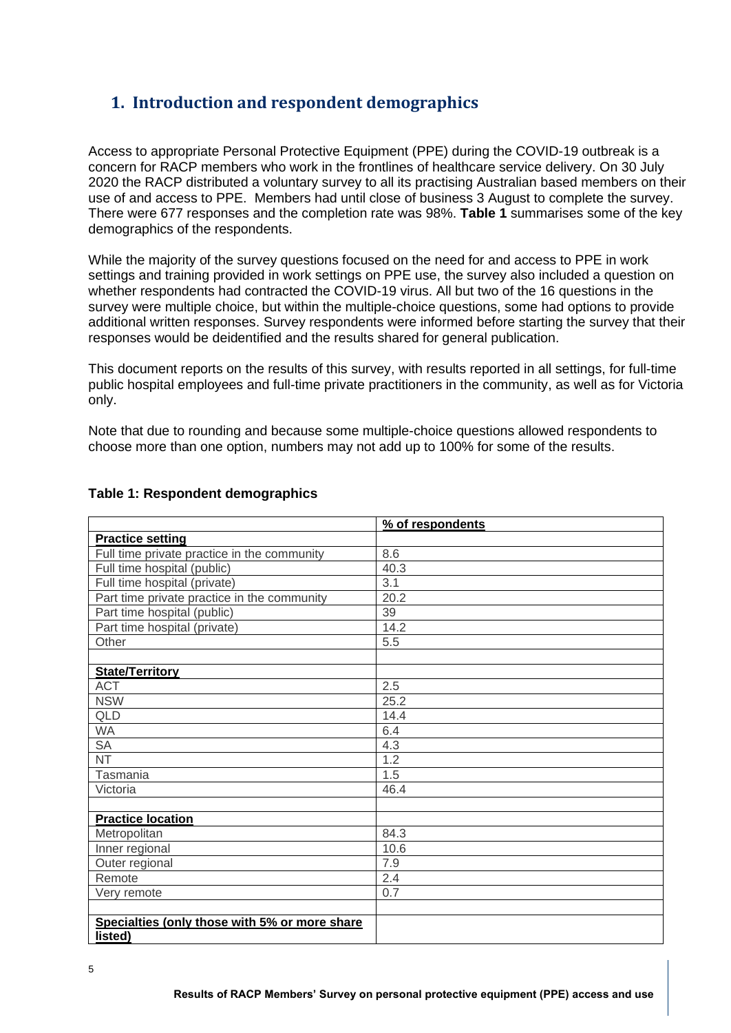## 1. Introduction and respondent demographics

Access to appropriate Personal Protective Equipment (PPE) during the COVID-19 outbreak is a concern for RACP members who work in the frontlines of healthcare service delivery. On 30 July 2020 the RACP distributed a voluntary survey to all its practising Australian based members on their use of and access to PPE. Members had until close of business 3 August to complete the survey. There were 677 responses and the completion rate was 98%. **Table 1** summarises some of the key demographics of the respondents.

While the majority of the survey questions focused on the need for and access to PPE in work settings and training provided in work settings on PPE use, the survey also included a question on whether respondents had contracted the COVID-19 virus. All but two of the 16 questions in the survey were multiple choice, but within the multiple-choice questions, some had options to provide additional written responses. Survey respondents were informed before starting the survey that their responses would be deidentified and the results shared for general publication.

This document reports on the results of this survey, with results reported in all settings, for full-time public hospital employees and full-time private practitioners in the community, as well as for Victoria only.

Note that due to rounding and because some multiple-choice questions allowed respondents to choose more than one option, numbers may not add up to 100% for some of the results.

**Table 1: Respondent demographics**

| | % of respondents |
|---|---|
| **Practice setting** | |
| Full time private practice in the community | 8.6 |
| Full time hospital (public) | 40.3 |
| Full time hospital (private) | 3.1 |
| Part time private practice in the community | 20.2 |
| Part time hospital (public) | 39 |
| Part time hospital (private) | 14.2 |
| Other | 5.5 |
| | |
| **State/Territory** | |
| ACT | 2.5 |
| NSW | 25.2 |
| QLD | 14.4 |
| WA | 6.4 |
| SA | 4.3 |
| NT | 1.2 |
| Tasmania | 1.5 |
| Victoria | 46.4 |
| | |
| **Practice location** | |
| Metropolitan | 84.3 |
| Inner regional | 10.6 |
| Outer regional | 7.9 |
| Remote | 2.4 |
| Very remote | 0.7 |
| | |
| **Specialties (only those with 5% or more share listed)** | |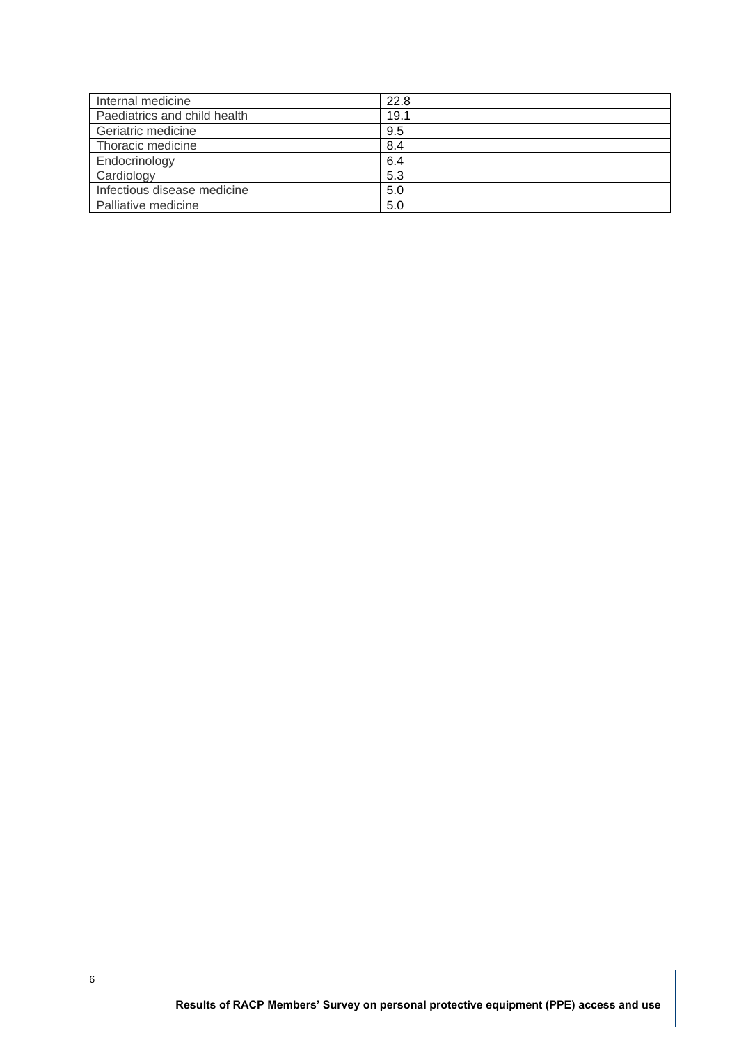| Internal medicine | 22.8 |
|---|---|
| Paediatrics and child health | 19.1 |
| Geriatric medicine | 9.5 |
| Thoracic medicine | 8.4 |
| Endocrinology | 6.4 |
| Cardiology | 5.3 |
| Infectious disease medicine | 5.0 |
| Palliative medicine | 5.0 |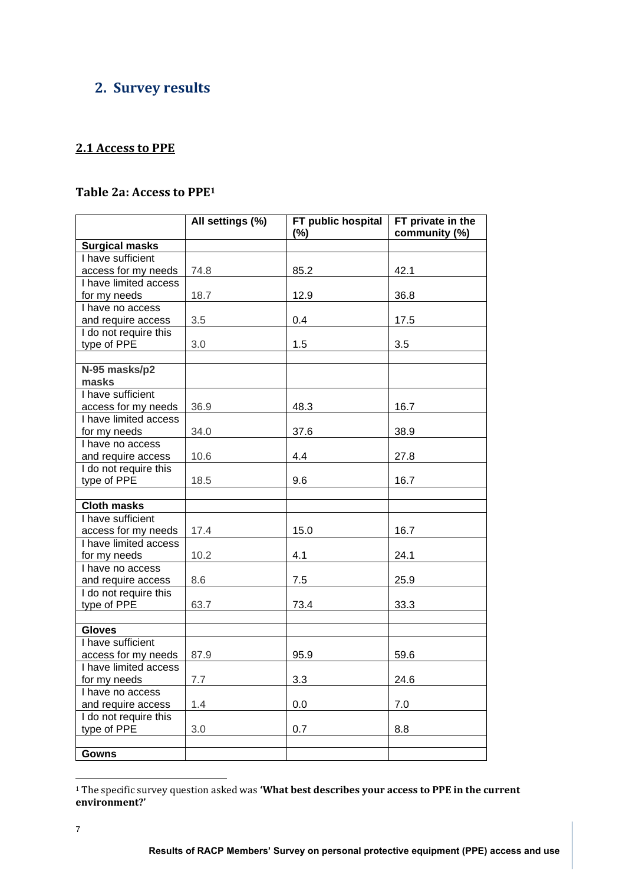## 2. Survey results

### 2.1 Access to PPE

### Table 2a: Access to PPE[1]

| | All settings (%) | FT public hospital (%) | FT private in the community (%) |
|---|---|---|---|
| **Surgical masks** | | | |
| I have sufficient access for my needs | 74.8 | 85.2 | 42.1 |
| I have limited access for my needs | 18.7 | 12.9 | 36.8 |
| I have no access and require access | 3.5 | 0.4 | 17.5 |
| I do not require this type of PPE | 3.0 | 1.5 | 3.5 |
| | | | |
| **N-95 masks/p2 masks** | | | |
| I have sufficient access for my needs | 36.9 | 48.3 | 16.7 |
| I have limited access for my needs | 34.0 | 37.6 | 38.9 |
| I have no access and require access | 10.6 | 4.4 | 27.8 |
| I do not require this type of PPE | 18.5 | 9.6 | 16.7 |
| | | | |
| **Cloth masks** | | | |
| I have sufficient access for my needs | 17.4 | 15.0 | 16.7 |
| I have limited access for my needs | 10.2 | 4.1 | 24.1 |
| I have no access and require access | 8.6 | 7.5 | 25.9 |
| I do not require this type of PPE | 63.7 | 73.4 | 33.3 |
| | | | |
| **Gloves** | | | |
| I have sufficient access for my needs | 87.9 | 95.9 | 59.6 |
| I have limited access for my needs | 7.7 | 3.3 | 24.6 |
| I have no access and require access | 1.4 | 0.0 | 7.0 |
| I do not require this type of PPE | 3.0 | 0.7 | 8.8 |
| | | | |
| **Gowns** | | | |

[1] The specific survey question asked was **'What best describes your access to PPE in the current environment?'**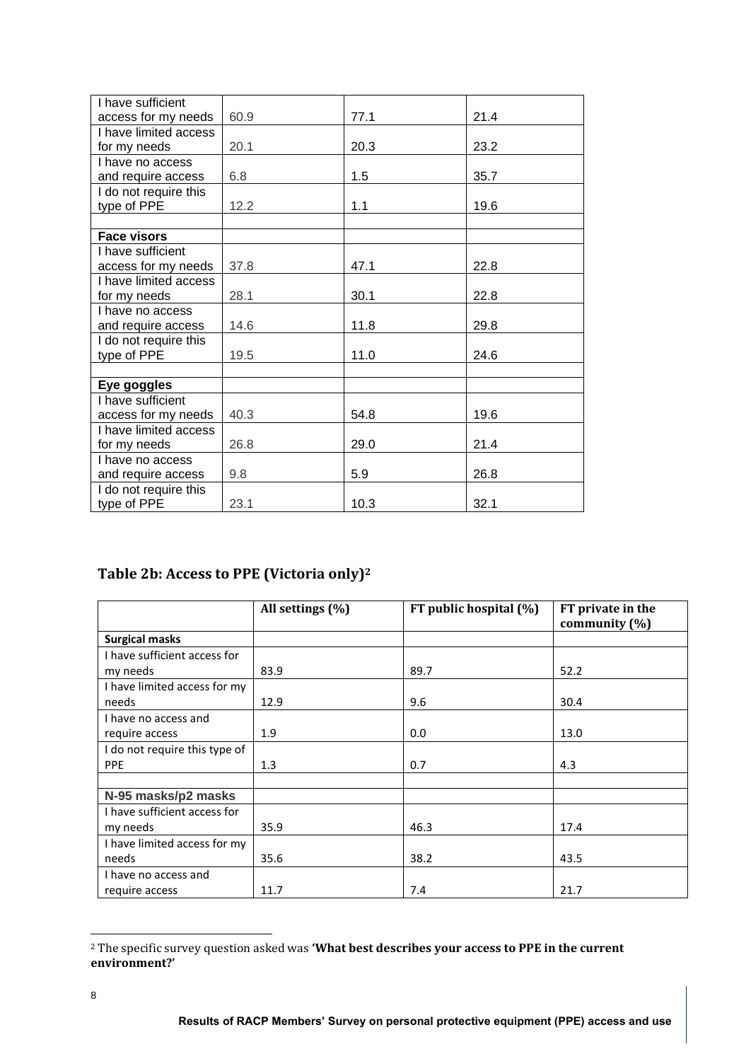| | | | |
|---|---|---|---|
| I have sufficient access for my needs | 60.9 | 77.1 | 21.4 |
| I have limited access for my needs | 20.1 | 20.3 | 23.2 |
| I have no access and require access | 6.8 | 1.5 | 35.7 |
| I do not require this type of PPE | 12.2 | 1.1 | 19.6 |
| | | | |
| **Face visors** | | | |
| I have sufficient access for my needs | 37.8 | 47.1 | 22.8 |
| I have limited access for my needs | 28.1 | 30.1 | 22.8 |
| I have no access and require access | 14.6 | 11.8 | 29.8 |
| I do not require this type of PPE | 19.5 | 11.0 | 24.6 |
| | | | |
| **Eye goggles** | | | |
| I have sufficient access for my needs | 40.3 | 54.8 | 19.6 |
| I have limited access for my needs | 26.8 | 29.0 | 21.4 |
| I have no access and require access | 9.8 | 5.9 | 26.8 |
| I do not require this type of PPE | 23.1 | 10.3 | 32.1 |

## Table 2b: Access to PPE (Victoria only)[2]

| | All settings (%) | FT public hospital (%) | FT private in the community (%) |
|---|---|---|---|
| **Surgical masks** | | | |
| I have sufficient access for my needs | 83.9 | 89.7 | 52.2 |
| I have limited access for my needs | 12.9 | 9.6 | 30.4 |
| I have no access and require access | 1.9 | 0.0 | 13.0 |
| I do not require this type of PPE | 1.3 | 0.7 | 4.3 |
| | | | |
| **N-95 masks/p2 masks** | | | |
| I have sufficient access for my needs | 35.9 | 46.3 | 17.4 |
| I have limited access for my needs | 35.6 | 38.2 | 43.5 |
| I have no access and require access | 11.7 | 7.4 | 21.7 |

[2] The specific survey question asked was **'What best describes your access to PPE in the current environment?'**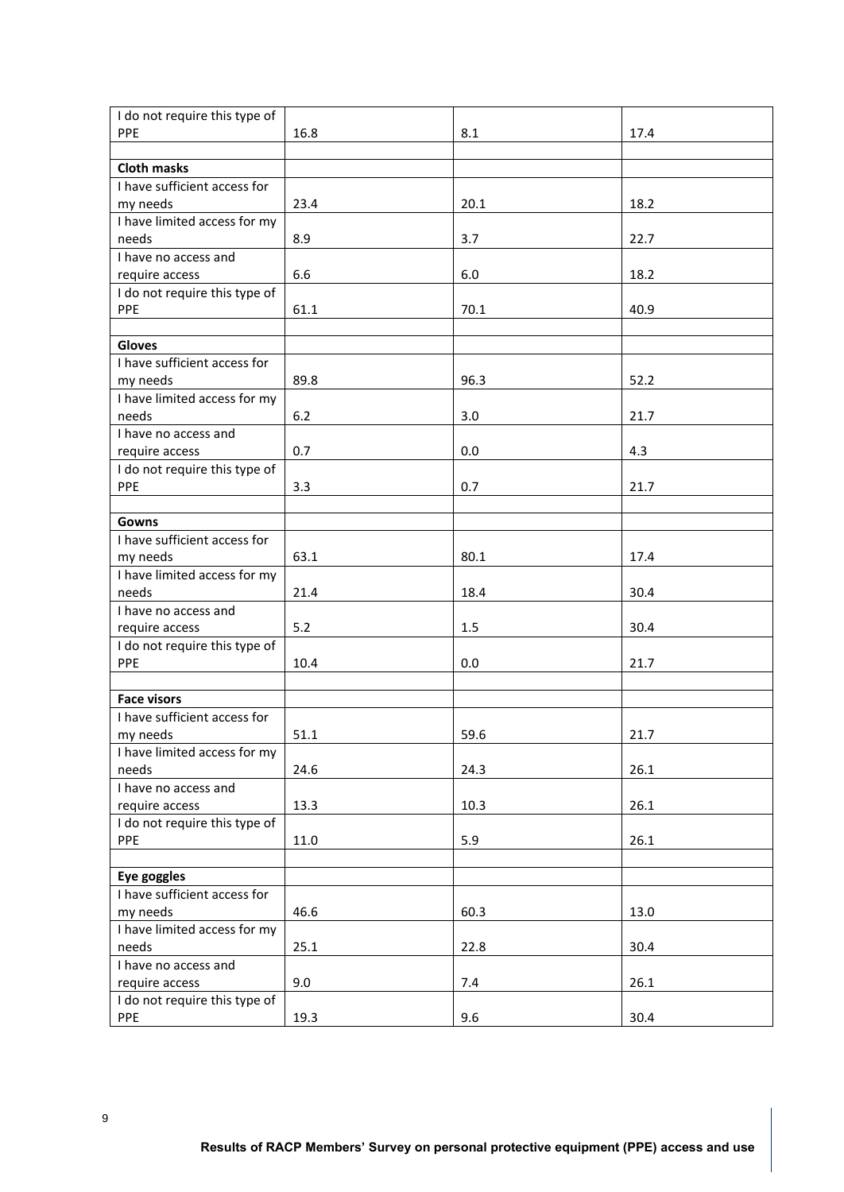| | | | |
|---|---|---|---|
| I do not require this type of PPE | 16.8 | 8.1 | 17.4 |
| | | | |
| **Cloth masks** | | | |
| I have sufficient access for my needs | 23.4 | 20.1 | 18.2 |
| I have limited access for my needs | 8.9 | 3.7 | 22.7 |
| I have no access and require access | 6.6 | 6.0 | 18.2 |
| I do not require this type of PPE | 61.1 | 70.1 | 40.9 |
| | | | |
| **Gloves** | | | |
| I have sufficient access for my needs | 89.8 | 96.3 | 52.2 |
| I have limited access for my needs | 6.2 | 3.0 | 21.7 |
| I have no access and require access | 0.7 | 0.0 | 4.3 |
| I do not require this type of PPE | 3.3 | 0.7 | 21.7 |
| | | | |
| **Gowns** | | | |
| I have sufficient access for my needs | 63.1 | 80.1 | 17.4 |
| I have limited access for my needs | 21.4 | 18.4 | 30.4 |
| I have no access and require access | 5.2 | 1.5 | 30.4 |
| I do not require this type of PPE | 10.4 | 0.0 | 21.7 |
| | | | |
| **Face visors** | | | |
| I have sufficient access for my needs | 51.1 | 59.6 | 21.7 |
| I have limited access for my needs | 24.6 | 24.3 | 26.1 |
| I have no access and require access | 13.3 | 10.3 | 26.1 |
| I do not require this type of PPE | 11.0 | 5.9 | 26.1 |
| | | | |
| **Eye goggles** | | | |
| I have sufficient access for my needs | 46.6 | 60.3 | 13.0 |
| I have limited access for my needs | 25.1 | 22.8 | 30.4 |
| I have no access and require access | 9.0 | 7.4 | 26.1 |
| I do not require this type of PPE | 19.3 | 9.6 | 30.4 |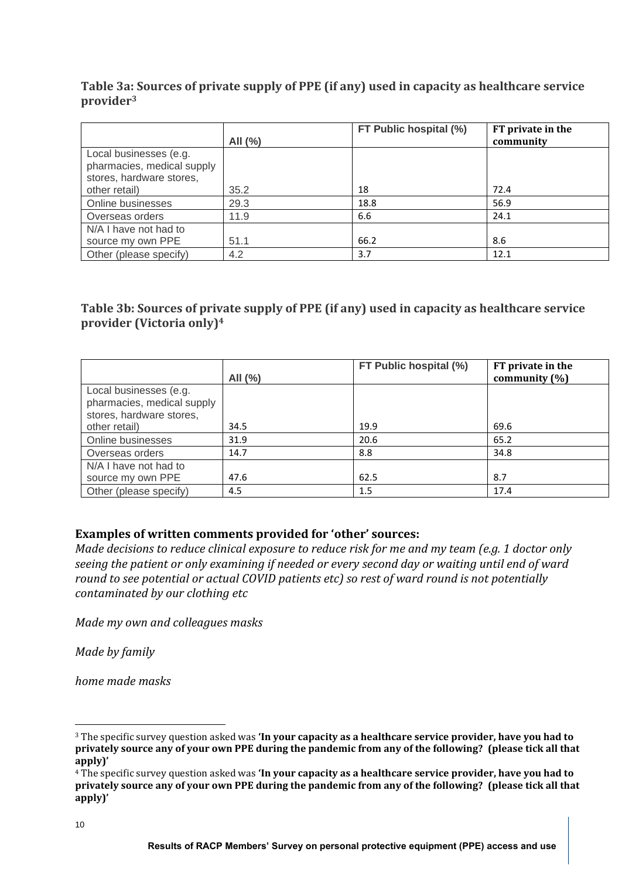### Table 3a: Sources of private supply of PPE (if any) used in capacity as healthcare service provider[3]

| | All (%) | FT Public hospital (%) | FT private in the community |
|---|---|---|---|
| Local businesses (e.g. pharmacies, medical supply stores, hardware stores, other retail) | 35.2 | 18 | 72.4 |
| Online businesses | 29.3 | 18.8 | 56.9 |
| Overseas orders | 11.9 | 6.6 | 24.1 |
| N/A I have not had to source my own PPE | 51.1 | 66.2 | 8.6 |
| Other (please specify) | 4.2 | 3.7 | 12.1 |

### Table 3b: Sources of private supply of PPE (if any) used in capacity as healthcare service provider (Victoria only)[4]

| | All (%) | FT Public hospital (%) | FT private in the community (%) |
|---|---|---|---|
| Local businesses (e.g. pharmacies, medical supply stores, hardware stores, other retail) | 34.5 | 19.9 | 69.6 |
| Online businesses | 31.9 | 20.6 | 65.2 |
| Overseas orders | 14.7 | 8.8 | 34.8 |
| N/A I have not had to source my own PPE | 47.6 | 62.5 | 8.7 |
| Other (please specify) | 4.5 | 1.5 | 17.4 |

**Examples of written comments provided for 'other' sources:**

*Made decisions to reduce clinical exposure to reduce risk for me and my team (e.g. 1 doctor only seeing the patient or only examining if needed or every second day or waiting until end of ward round to see potential or actual COVID patients etc) so rest of ward round is not potentially contaminated by our clothing etc*

*Made my own and colleagues masks*

*Made by family*

*home made masks*

---

[3] The specific survey question asked was **'In your capacity as a healthcare service provider, have you had to privately source any of your own PPE during the pandemic from any of the following? (please tick all that apply)'**

[4] The specific survey question asked was **'In your capacity as a healthcare service provider, have you had to privately source any of your own PPE during the pandemic from any of the following? (please tick all that apply)'**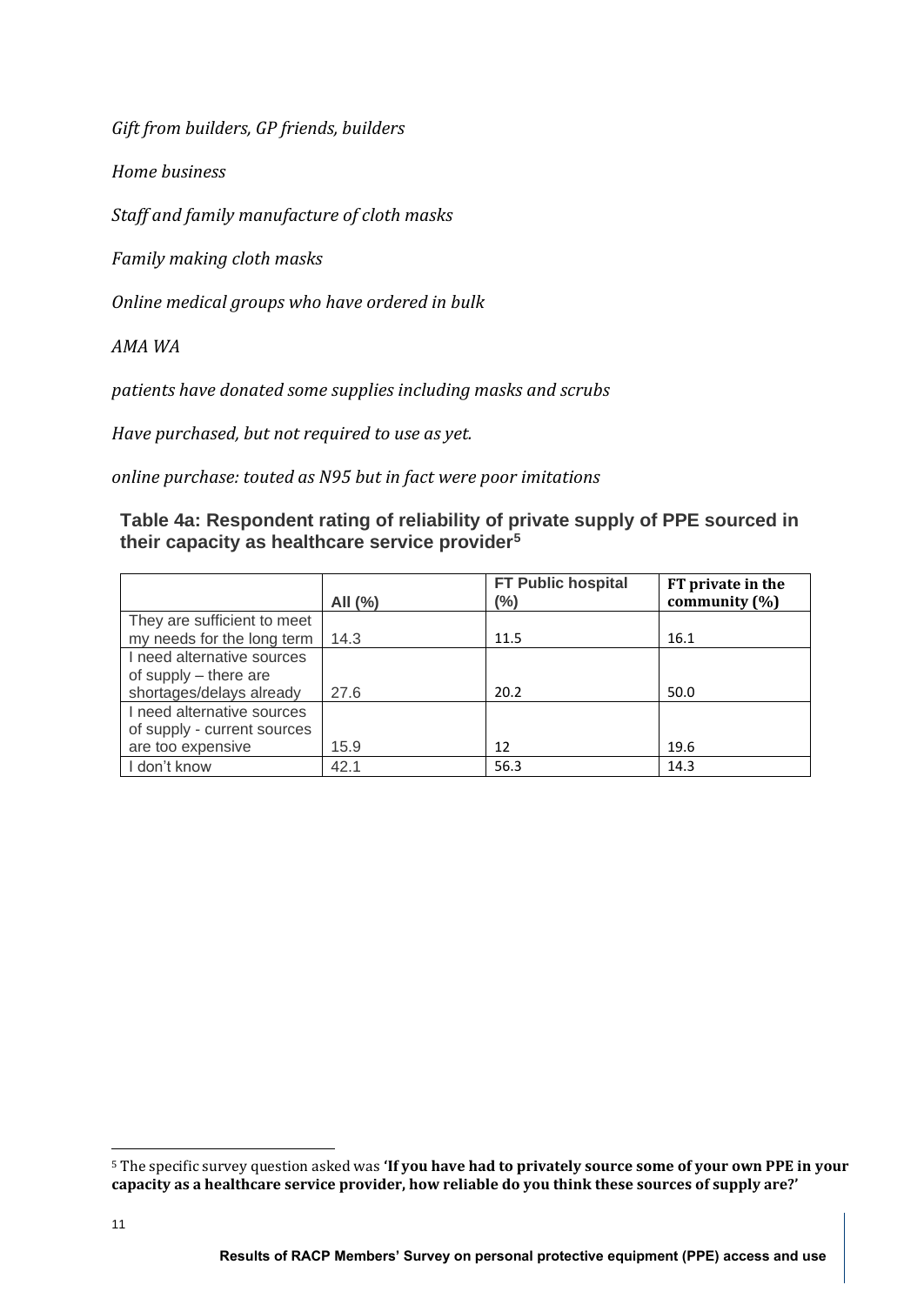*Gift from builders, GP friends, builders*

*Home business*

*Staff and family manufacture of cloth masks*

*Family making cloth masks*

*Online medical groups who have ordered in bulk*

*AMA WA*

*patients have donated some supplies including masks and scrubs*

*Have purchased, but not required to use as yet.*

*online purchase: touted as N95 but in fact were poor imitations*

**Table 4a: Respondent rating of reliability of private supply of PPE sourced in their capacity as healthcare service provider[5]**

| | All (%) | FT Public hospital (%) | FT private in the community (%) |
|---|---|---|---|
| They are sufficient to meet my needs for the long term | 14.3 | 11.5 | 16.1 |
| I need alternative sources of supply – there are shortages/delays already | 27.6 | 20.2 | 50.0 |
| I need alternative sources of supply - current sources are too expensive | 15.9 | 12 | 19.6 |
| I don't know | 42.1 | 56.3 | 14.3 |

[5] The specific survey question asked was **'If you have had to privately source some of your own PPE in your capacity as a healthcare service provider, how reliable do you think these sources of supply are?'**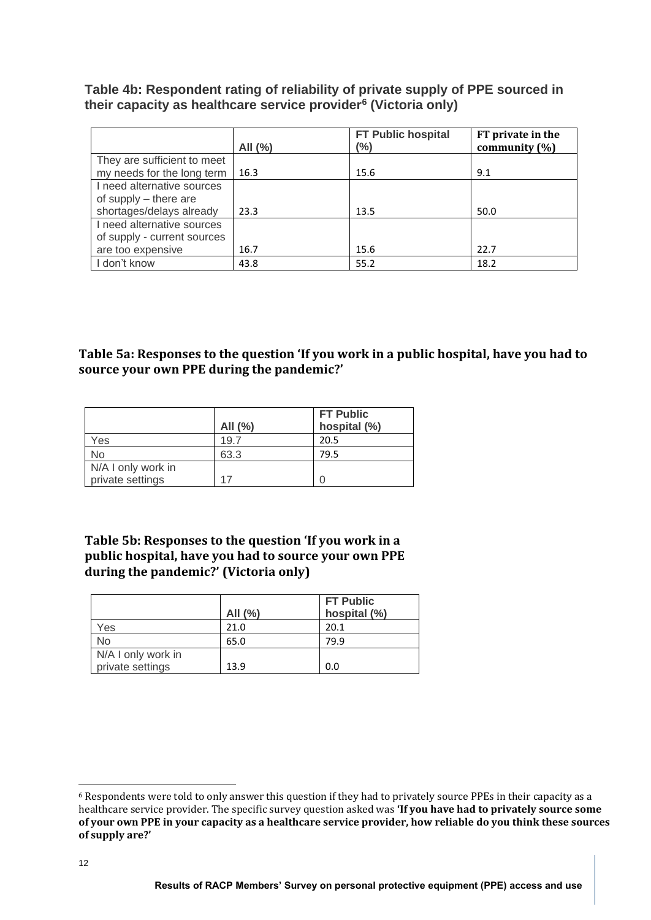**Table 4b: Respondent rating of reliability of private supply of PPE sourced in their capacity as healthcare service provider[6] (Victoria only)**

| | All (%) | FT Public hospital (%) | FT private in the community (%) |
|---|---|---|---|
| They are sufficient to meet my needs for the long term | 16.3 | 15.6 | 9.1 |
| I need alternative sources of supply – there are shortages/delays already | 23.3 | 13.5 | 50.0 |
| I need alternative sources of supply - current sources are too expensive | 16.7 | 15.6 | 22.7 |
| I don't know | 43.8 | 55.2 | 18.2 |

**Table 5a: Responses to the question 'If you work in a public hospital, have you had to source your own PPE during the pandemic?'**

| | All (%) | FT Public hospital (%) |
|---|---|---|
| Yes | 19.7 | 20.5 |
| No | 63.3 | 79.5 |
| N/A I only work in private settings | 17 | 0 |

**Table 5b: Responses to the question 'If you work in a public hospital, have you had to source your own PPE during the pandemic?' (Victoria only)**

| | All (%) | FT Public hospital (%) |
|---|---|---|
| Yes | 21.0 | 20.1 |
| No | 65.0 | 79.9 |
| N/A I only work in private settings | 13.9 | 0.0 |

[6] Respondents were told to only answer this question if they had to privately source PPEs in their capacity as a healthcare service provider. The specific survey question asked was **'If you have had to privately source some of your own PPE in your capacity as a healthcare service provider, how reliable do you think these sources of supply are?'**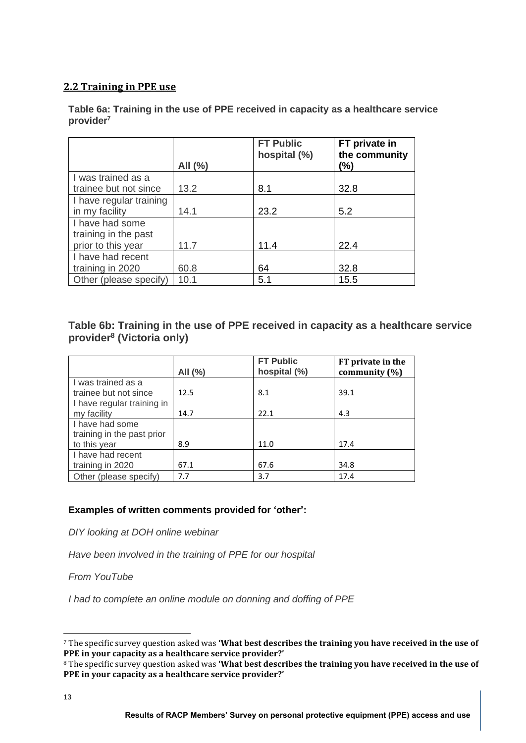## 2.2 Training in PPE use

**Table 6a: Training in the use of PPE received in capacity as a healthcare service provider[7]**

| | All (%) | FT Public hospital (%) | FT private in the community (%) |
|---|---|---|---|
| I was trained as a trainee but not since | 13.2 | 8.1 | 32.8 |
| I have regular training in my facility | 14.1 | 23.2 | 5.2 |
| I have had some training in the past prior to this year | 11.7 | 11.4 | 22.4 |
| I have had recent training in 2020 | 60.8 | 64 | 32.8 |
| Other (please specify) | 10.1 | 5.1 | 15.5 |

**Table 6b: Training in the use of PPE received in capacity as a healthcare service provider[8] (Victoria only)**

| | All (%) | FT Public hospital (%) | FT private in the community (%) |
|---|---|---|---|
| I was trained as a trainee but not since | 12.5 | 8.1 | 39.1 |
| I have regular training in my facility | 14.7 | 22.1 | 4.3 |
| I have had some training in the past prior to this year | 8.9 | 11.0 | 17.4 |
| I have had recent training in 2020 | 67.1 | 67.6 | 34.8 |
| Other (please specify) | 7.7 | 3.7 | 17.4 |

**Examples of written comments provided for 'other':**

*DIY looking at DOH online webinar*

*Have been involved in the training of PPE for our hospital*

*From YouTube*

*I had to complete an online module on donning and doffing of PPE*

---

[7] The specific survey question asked was **'What best describes the training you have received in the use of PPE in your capacity as a healthcare service provider?'**

[8] The specific survey question asked was **'What best describes the training you have received in the use of PPE in your capacity as a healthcare service provider?'**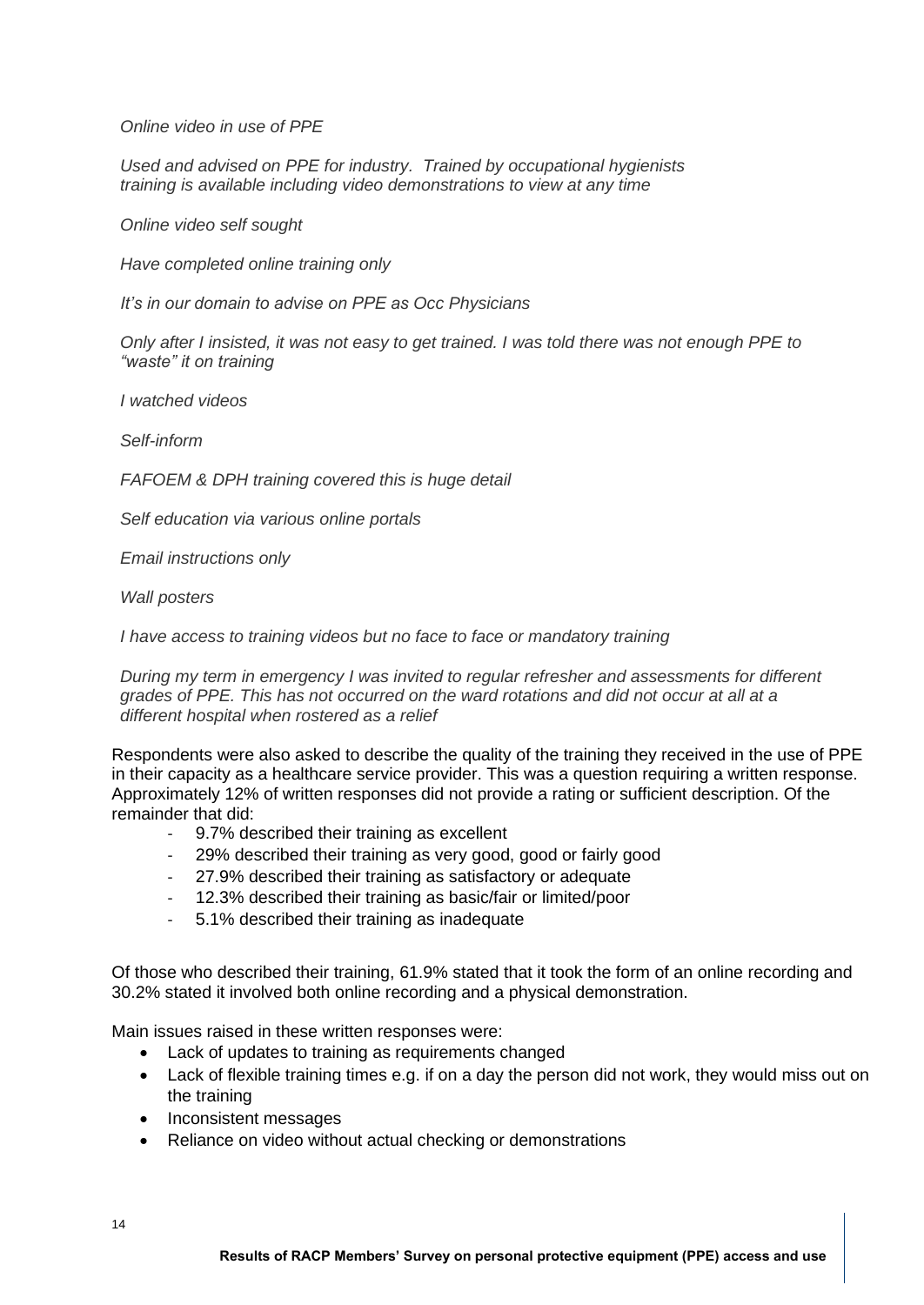*Online video in use of PPE*

*Used and advised on PPE for industry. Trained by occupational hygienists training is available including video demonstrations to view at any time*

*Online video self sought*

*Have completed online training only*

*It's in our domain to advise on PPE as Occ Physicians*

*Only after I insisted, it was not easy to get trained. I was told there was not enough PPE to "waste" it on training*

*I watched videos*

*Self-inform*

*FAFOEM & DPH training covered this is huge detail*

*Self education via various online portals*

*Email instructions only*

*Wall posters*

*I have access to training videos but no face to face or mandatory training*

*During my term in emergency I was invited to regular refresher and assessments for different grades of PPE. This has not occurred on the ward rotations and did not occur at all at a different hospital when rostered as a relief*

Respondents were also asked to describe the quality of the training they received in the use of PPE in their capacity as a healthcare service provider. This was a question requiring a written response. Approximately 12% of written responses did not provide a rating or sufficient description. Of the remainder that did:

- 9.7% described their training as excellent
- 29% described their training as very good, good or fairly good
- 27.9% described their training as satisfactory or adequate
- 12.3% described their training as basic/fair or limited/poor
- 5.1% described their training as inadequate

Of those who described their training, 61.9% stated that it took the form of an online recording and 30.2% stated it involved both online recording and a physical demonstration.

Main issues raised in these written responses were:

- Lack of updates to training as requirements changed
- Lack of flexible training times e.g. if on a day the person did not work, they would miss out on the training
- Inconsistent messages
- Reliance on video without actual checking or demonstrations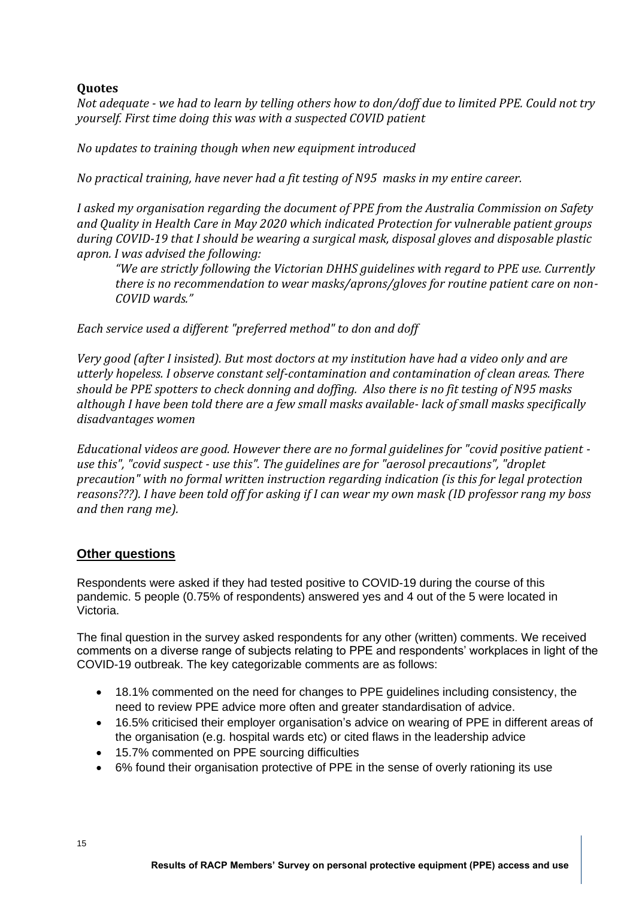**Quotes**

*Not adequate - we had to learn by telling others how to don/doff due to limited PPE. Could not try yourself. First time doing this was with a suspected COVID patient*

*No updates to training though when new equipment introduced*

*No practical training, have never had a fit testing of N95 masks in my entire career.*

*I asked my organisation regarding the document of PPE from the Australia Commission on Safety and Quality in Health Care in May 2020 which indicated Protection for vulnerable patient groups during COVID-19 that I should be wearing a surgical mask, disposal gloves and disposable plastic apron. I was advised the following:*

> *"We are strictly following the Victorian DHHS guidelines with regard to PPE use. Currently there is no recommendation to wear masks/aprons/gloves for routine patient care on non-COVID wards."*

*Each service used a different "preferred method" to don and doff*

*Very good (after I insisted). But most doctors at my institution have had a video only and are utterly hopeless. I observe constant self-contamination and contamination of clean areas. There should be PPE spotters to check donning and doffing. Also there is no fit testing of N95 masks although I have been told there are a few small masks available- lack of small masks specifically disadvantages women*

*Educational videos are good. However there are no formal guidelines for "covid positive patient - use this", "covid suspect - use this". The guidelines are for "aerosol precautions", "droplet precaution" with no formal written instruction regarding indication (is this for legal protection reasons???). I have been told off for asking if I can wear my own mask (ID professor rang my boss and then rang me).*

## Other questions

Respondents were asked if they had tested positive to COVID-19 during the course of this pandemic. 5 people (0.75% of respondents) answered yes and 4 out of the 5 were located in Victoria.

The final question in the survey asked respondents for any other (written) comments. We received comments on a diverse range of subjects relating to PPE and respondents' workplaces in light of the COVID-19 outbreak. The key categorizable comments are as follows:

- 18.1% commented on the need for changes to PPE guidelines including consistency, the need to review PPE advice more often and greater standardisation of advice.
- 16.5% criticised their employer organisation's advice on wearing of PPE in different areas of the organisation (e.g. hospital wards etc) or cited flaws in the leadership advice
- 15.7% commented on PPE sourcing difficulties
- 6% found their organisation protective of PPE in the sense of overly rationing its use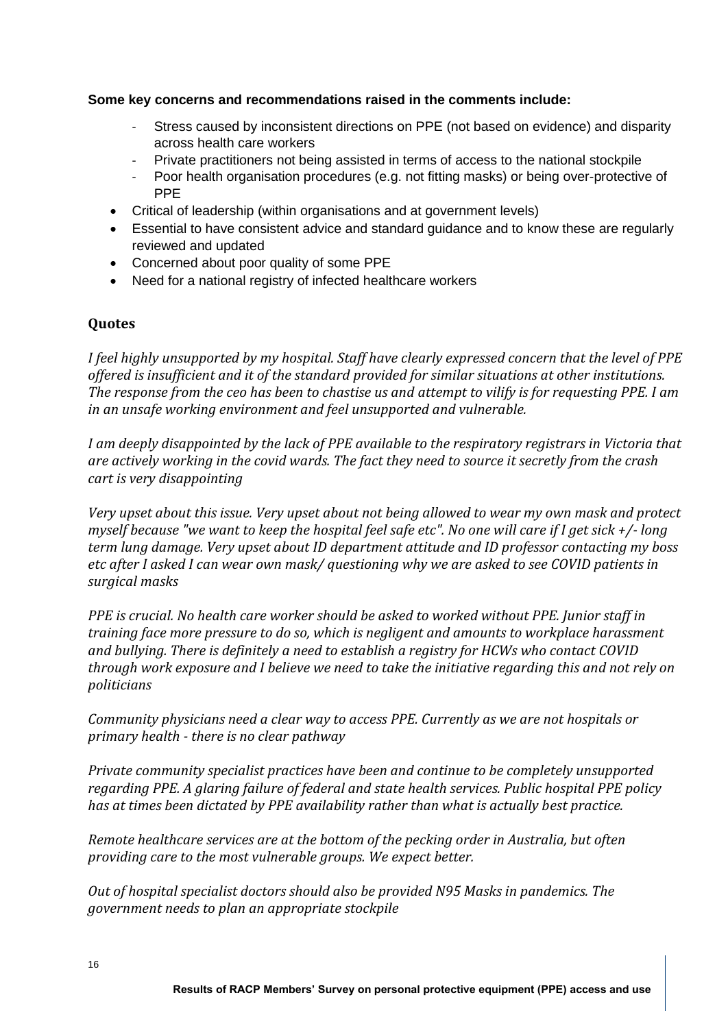**Some key concerns and recommendations raised in the comments include:**

- Stress caused by inconsistent directions on PPE (not based on evidence) and disparity across health care workers
- Private practitioners not being assisted in terms of access to the national stockpile
- Poor health organisation procedures (e.g. not fitting masks) or being over-protective of PPE

- Critical of leadership (within organisations and at government levels)
- Essential to have consistent advice and standard guidance and to know these are regularly reviewed and updated
- Concerned about poor quality of some PPE
- Need for a national registry of infected healthcare workers

## Quotes

*I feel highly unsupported by my hospital. Staff have clearly expressed concern that the level of PPE offered is insufficient and it of the standard provided for similar situations at other institutions. The response from the ceo has been to chastise us and attempt to vilify is for requesting PPE. I am in an unsafe working environment and feel unsupported and vulnerable.*

*I am deeply disappointed by the lack of PPE available to the respiratory registrars in Victoria that are actively working in the covid wards. The fact they need to source it secretly from the crash cart is very disappointing*

*Very upset about this issue. Very upset about not being allowed to wear my own mask and protect myself because "we want to keep the hospital feel safe etc". No one will care if I get sick +/- long term lung damage. Very upset about ID department attitude and ID professor contacting my boss etc after I asked I can wear own mask/ questioning why we are asked to see COVID patients in surgical masks*

*PPE is crucial. No health care worker should be asked to worked without PPE. Junior staff in training face more pressure to do so, which is negligent and amounts to workplace harassment and bullying. There is definitely a need to establish a registry for HCWs who contact COVID through work exposure and I believe we need to take the initiative regarding this and not rely on politicians*

*Community physicians need a clear way to access PPE. Currently as we are not hospitals or primary health - there is no clear pathway*

*Private community specialist practices have been and continue to be completely unsupported regarding PPE. A glaring failure of federal and state health services. Public hospital PPE policy has at times been dictated by PPE availability rather than what is actually best practice.*

*Remote healthcare services are at the bottom of the pecking order in Australia, but often providing care to the most vulnerable groups. We expect better.*

*Out of hospital specialist doctors should also be provided N95 Masks in pandemics. The government needs to plan an appropriate stockpile*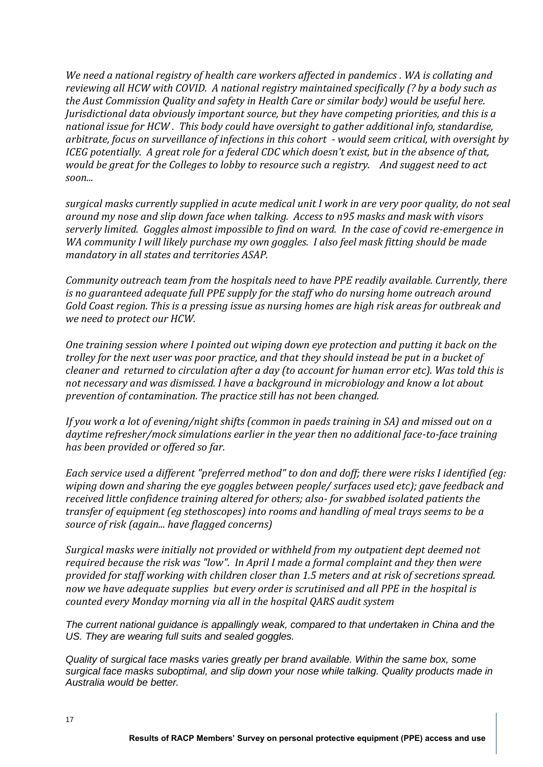*We need a national registry of health care workers affected in pandemics . WA is collating and reviewing all HCW with COVID. A national registry maintained specifically (? by a body such as the Aust Commission Quality and safety in Health Care or similar body) would be useful here. Jurisdictional data obviously important source, but they have competing priorities, and this is a national issue for HCW . This body could have oversight to gather additional info, standardise, arbitrate, focus on surveillance of infections in this cohort - would seem critical, with oversight by ICEG potentially. A great role for a federal CDC which doesn't exist, but in the absence of that, would be great for the Colleges to lobby to resource such a registry. And suggest need to act soon...*

*surgical masks currently supplied in acute medical unit I work in are very poor quality, do not seal around my nose and slip down face when talking. Access to n95 masks and mask with visors serverly limited. Goggles almost impossible to find on ward. In the case of covid re-emergence in WA community I will likely purchase my own goggles. I also feel mask fitting should be made mandatory in all states and territories ASAP.*

*Community outreach team from the hospitals need to have PPE readily available. Currently, there is no guaranteed adequate full PPE supply for the staff who do nursing home outreach around Gold Coast region. This is a pressing issue as nursing homes are high risk areas for outbreak and we need to protect our HCW.*

*One training session where I pointed out wiping down eye protection and putting it back on the trolley for the next user was poor practice, and that they should instead be put in a bucket of cleaner and returned to circulation after a day (to account for human error etc). Was told this is not necessary and was dismissed. I have a background in microbiology and know a lot about prevention of contamination. The practice still has not been changed.*

*If you work a lot of evening/night shifts (common in paeds training in SA) and missed out on a daytime refresher/mock simulations earlier in the year then no additional face-to-face training has been provided or offered so far.*

*Each service used a different "preferred method" to don and doff; there were risks I identified (eg: wiping down and sharing the eye goggles between people/ surfaces used etc); gave feedback and received little confidence training altered for others; also- for swabbed isolated patients the transfer of equipment (eg stethoscopes) into rooms and handling of meal trays seems to be a source of risk (again... have flagged concerns)*

*Surgical masks were initially not provided or withheld from my outpatient dept deemed not required because the risk was "low". In April I made a formal complaint and they then were provided for staff working with children closer than 1.5 meters and at risk of secretions spread. now we have adequate supplies but every order is scrutinised and all PPE in the hospital is counted every Monday morning via all in the hospital QARS audit system*

*The current national guidance is appallingly weak, compared to that undertaken in China and the US. They are wearing full suits and sealed goggles.*

*Quality of surgical face masks varies greatly per brand available. Within the same box, some surgical face masks suboptimal, and slip down your nose while talking. Quality products made in Australia would be better.*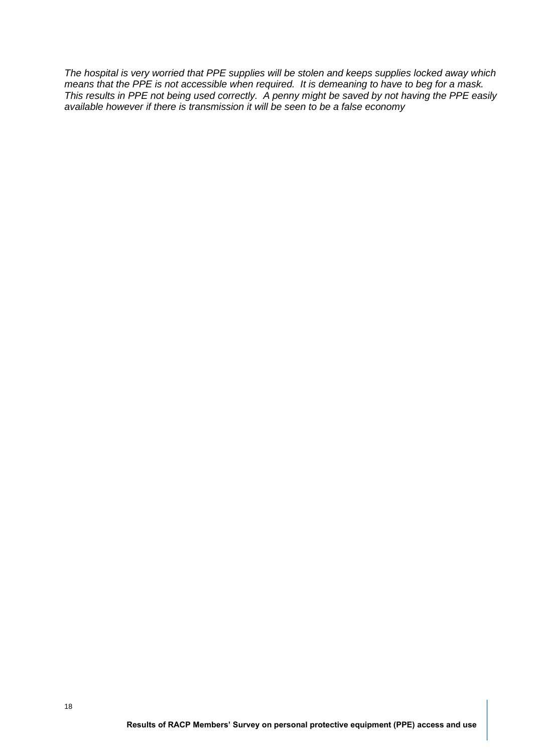*The hospital is very worried that PPE supplies will be stolen and keeps supplies locked away which means that the PPE is not accessible when required. It is demeaning to have to beg for a mask. This results in PPE not being used correctly. A penny might be saved by not having the PPE easily available however if there is transmission it will be seen to be a false economy*